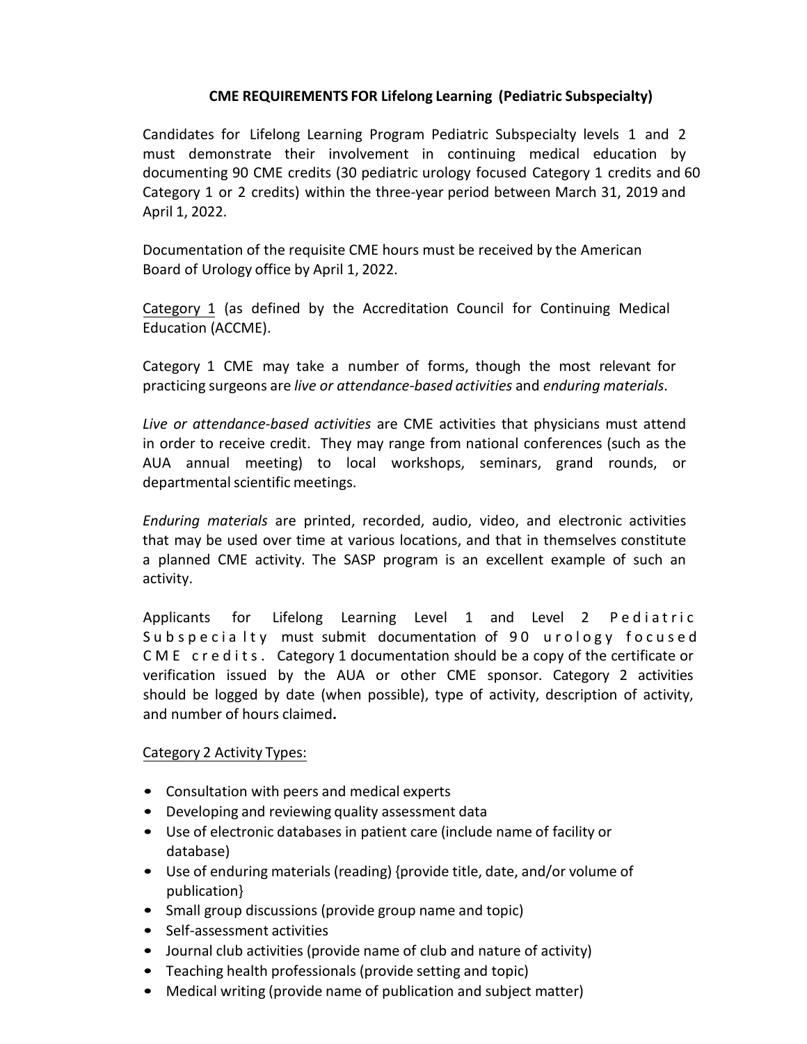## CME REQUIREMENTS FOR Lifelong Learning (Pediatric Subspecialty)

Candidates for Lifelong Learning Program Pediatric Subspecialty levels 1 and 2 must demonstrate their involvement in continuing medical education by documenting 90 CME credits (30 pediatric urology focused Category 1 credits and 60 Category 1 or 2 credits) within the three-year period between March 31, 2019 and April 1, 2022.

Documentation of the requisite CME hours must be received by the American Board of Urology office by April 1, 2022.

Category 1 (as defined by the Accreditation Council for Continuing Medical Education (ACCME).

Category 1 CME may take a number of forms, though the most relevant for practicing surgeons are *live or attendance-based activities* and *enduring materials*.

*Live or attendance-based activities* are CME activities that physicians must attend in order to receive credit. They may range from national conferences (such as the AUA annual meeting) to local workshops, seminars, grand rounds, or departmental scientific meetings.

*Enduring materials* are printed, recorded, audio, video, and electronic activities that may be used over time at various locations, and that in themselves constitute a planned CME activity. The SASP program is an excellent example of such an activity.

Applicants for Lifelong Learning Level 1 and Level 2 Pediatric Subspecialty must submit documentation of 90 urology focused CME credits. Category 1 documentation should be a copy of the certificate or verification issued by the AUA or other CME sponsor. Category 2 activities should be logged by date (when possible), type of activity, description of activity, and number of hours claimed.

Category 2 Activity Types:

- Consultation with peers and medical experts
- Developing and reviewing quality assessment data
- Use of electronic databases in patient care (include name of facility or database)
- Use of enduring materials (reading) {provide title, date, and/or volume of publication}
- Small group discussions (provide group name and topic)
- Self-assessment activities
- Journal club activities (provide name of club and nature of activity)
- Teaching health professionals (provide setting and topic)
- Medical writing (provide name of publication and subject matter)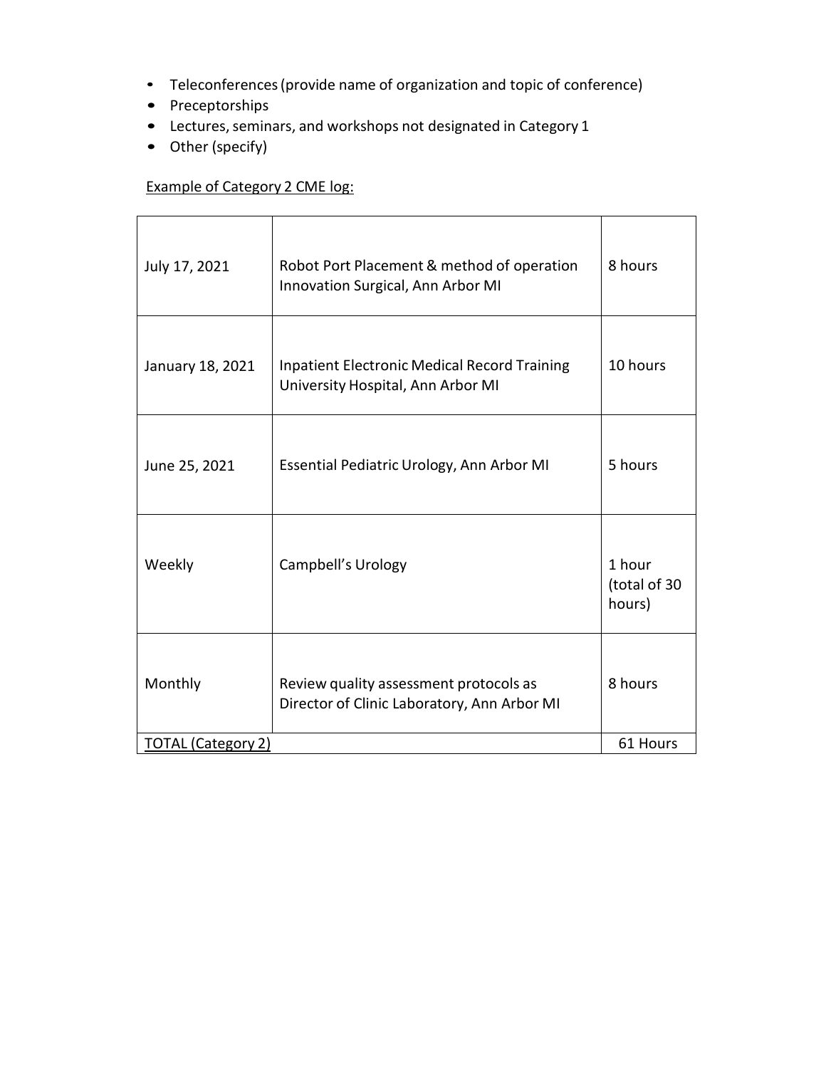- Teleconferences (provide name of organization and topic of conference)
- Preceptorships
- Lectures, seminars, and workshops not designated in Category 1
- Other (specify)

Example of Category 2 CME log:

| | | |
|---|---|---|
| July 17, 2021 | Robot Port Placement & method of operation<br>Innovation Surgical, Ann Arbor MI | 8 hours |
| January 18, 2021 | Inpatient Electronic Medical Record Training<br>University Hospital, Ann Arbor MI | 10 hours |
| June 25, 2021 | Essential Pediatric Urology, Ann Arbor MI | 5 hours |
| Weekly | Campbell's Urology | 1 hour (total of 30 hours) |
| Monthly | Review quality assessment protocols as Director of Clinic Laboratory, Ann Arbor MI | 8 hours |
| TOTAL (Category 2) | | 61 Hours |